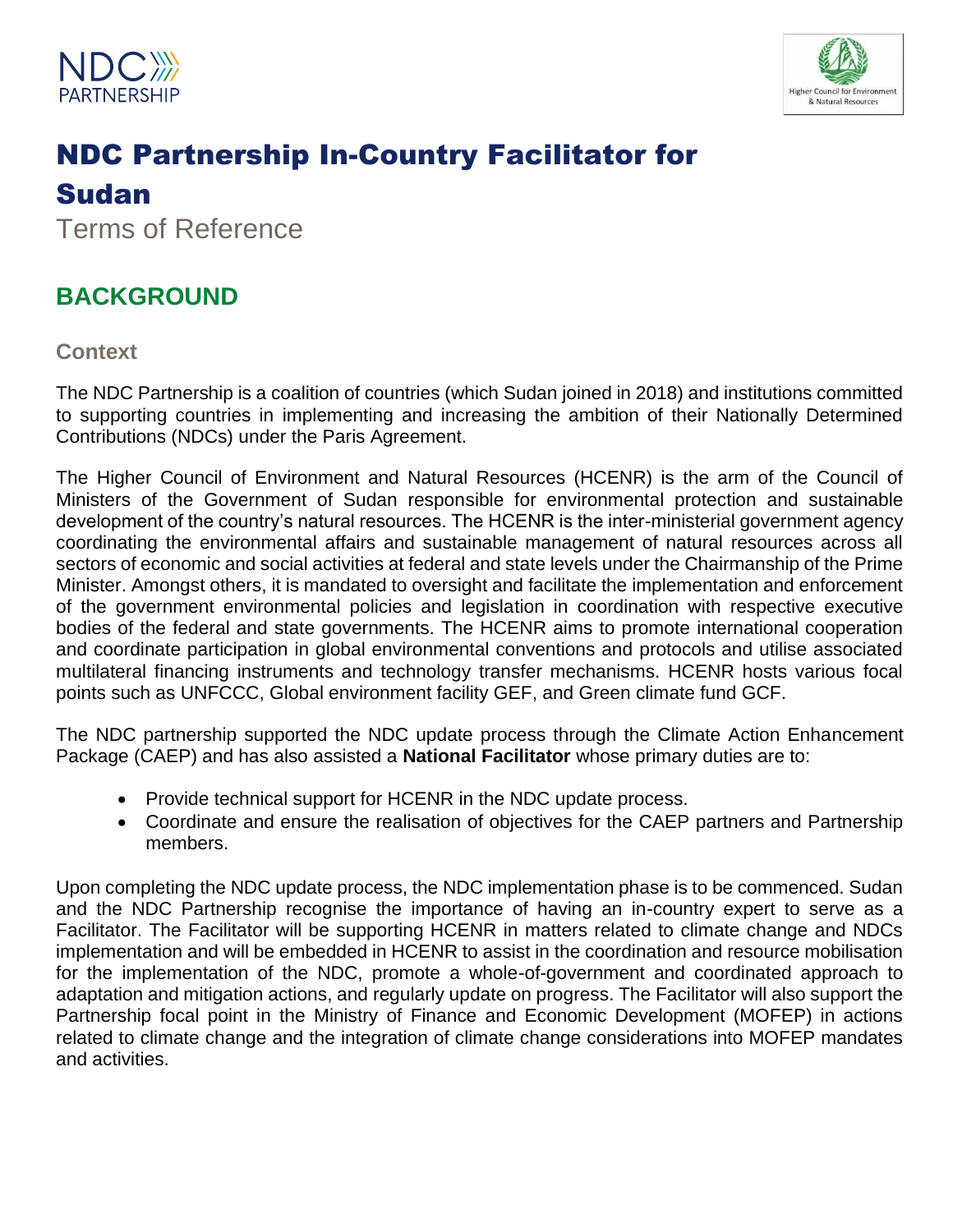# NDC Partnership In-Country Facilitator for Sudan

Terms of Reference

## BACKGROUND

### Context

The NDC Partnership is a coalition of countries (which Sudan joined in 2018) and institutions committed to supporting countries in implementing and increasing the ambition of their Nationally Determined Contributions (NDCs) under the Paris Agreement.

The Higher Council of Environment and Natural Resources (HCENR) is the arm of the Council of Ministers of the Government of Sudan responsible for environmental protection and sustainable development of the country's natural resources. The HCENR is the inter-ministerial government agency coordinating the environmental affairs and sustainable management of natural resources across all sectors of economic and social activities at federal and state levels under the Chairmanship of the Prime Minister. Amongst others, it is mandated to oversight and facilitate the implementation and enforcement of the government environmental policies and legislation in coordination with respective executive bodies of the federal and state governments. The HCENR aims to promote international cooperation and coordinate participation in global environmental conventions and protocols and utilise associated multilateral financing instruments and technology transfer mechanisms. HCENR hosts various focal points such as UNFCCC, Global environment facility GEF, and Green climate fund GCF.

The NDC partnership supported the NDC update process through the Climate Action Enhancement Package (CAEP) and has also assisted a **National Facilitator** whose primary duties are to:

- Provide technical support for HCENR in the NDC update process.
- Coordinate and ensure the realisation of objectives for the CAEP partners and Partnership members.

Upon completing the NDC update process, the NDC implementation phase is to be commenced. Sudan and the NDC Partnership recognise the importance of having an in-country expert to serve as a Facilitator. The Facilitator will be supporting HCENR in matters related to climate change and NDCs implementation and will be embedded in HCENR to assist in the coordination and resource mobilisation for the implementation of the NDC, promote a whole-of-government and coordinated approach to adaptation and mitigation actions, and regularly update on progress. The Facilitator will also support the Partnership focal point in the Ministry of Finance and Economic Development (MOFEP) in actions related to climate change and the integration of climate change considerations into MOFEP mandates and activities.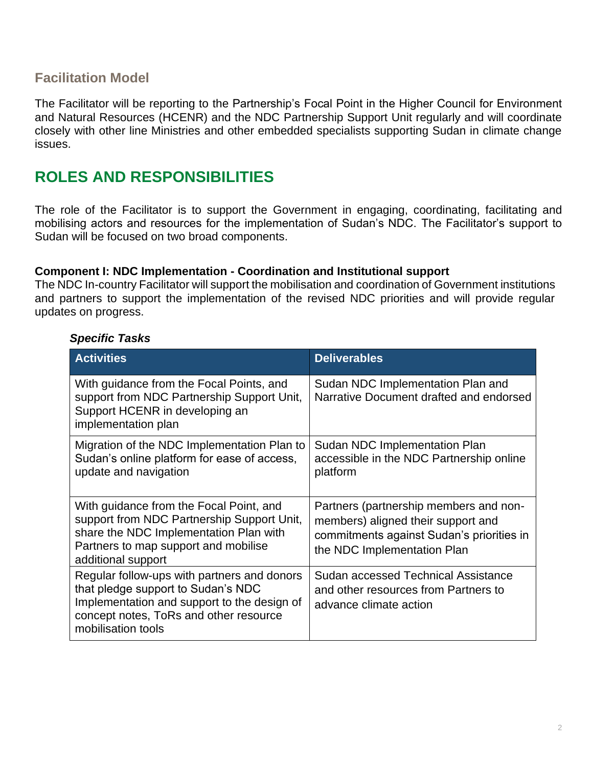## Facilitation Model

The Facilitator will be reporting to the Partnership's Focal Point in the Higher Council for Environment and Natural Resources (HCENR) and the NDC Partnership Support Unit regularly and will coordinate closely with other line Ministries and other embedded specialists supporting Sudan in climate change issues.

# ROLES AND RESPONSIBILITIES

The role of the Facilitator is to support the Government in engaging, coordinating, facilitating and mobilising actors and resources for the implementation of Sudan's NDC. The Facilitator's support to Sudan will be focused on two broad components.

**Component I: NDC Implementation - Coordination and Institutional support**
The NDC In-country Facilitator will support the mobilisation and coordination of Government institutions and partners to support the implementation of the revised NDC priorities and will provide regular updates on progress.

***Specific Tasks***

| Activities | Deliverables |
|---|---|
| With guidance from the Focal Points, and support from NDC Partnership Support Unit, Support HCENR in developing an implementation plan | Sudan NDC Implementation Plan and Narrative Document drafted and endorsed |
| Migration of the NDC Implementation Plan to Sudan's online platform for ease of access, update and navigation | Sudan NDC Implementation Plan accessible in the NDC Partnership online platform |
| With guidance from the Focal Point, and support from NDC Partnership Support Unit, share the NDC Implementation Plan with Partners to map support and mobilise additional support | Partners (partnership members and non-members) aligned their support and commitments against Sudan's priorities in the NDC Implementation Plan |
| Regular follow-ups with partners and donors that pledge support to Sudan's NDC Implementation and support to the design of concept notes, ToRs and other resource mobilisation tools | Sudan accessed Technical Assistance and other resources from Partners to advance climate action |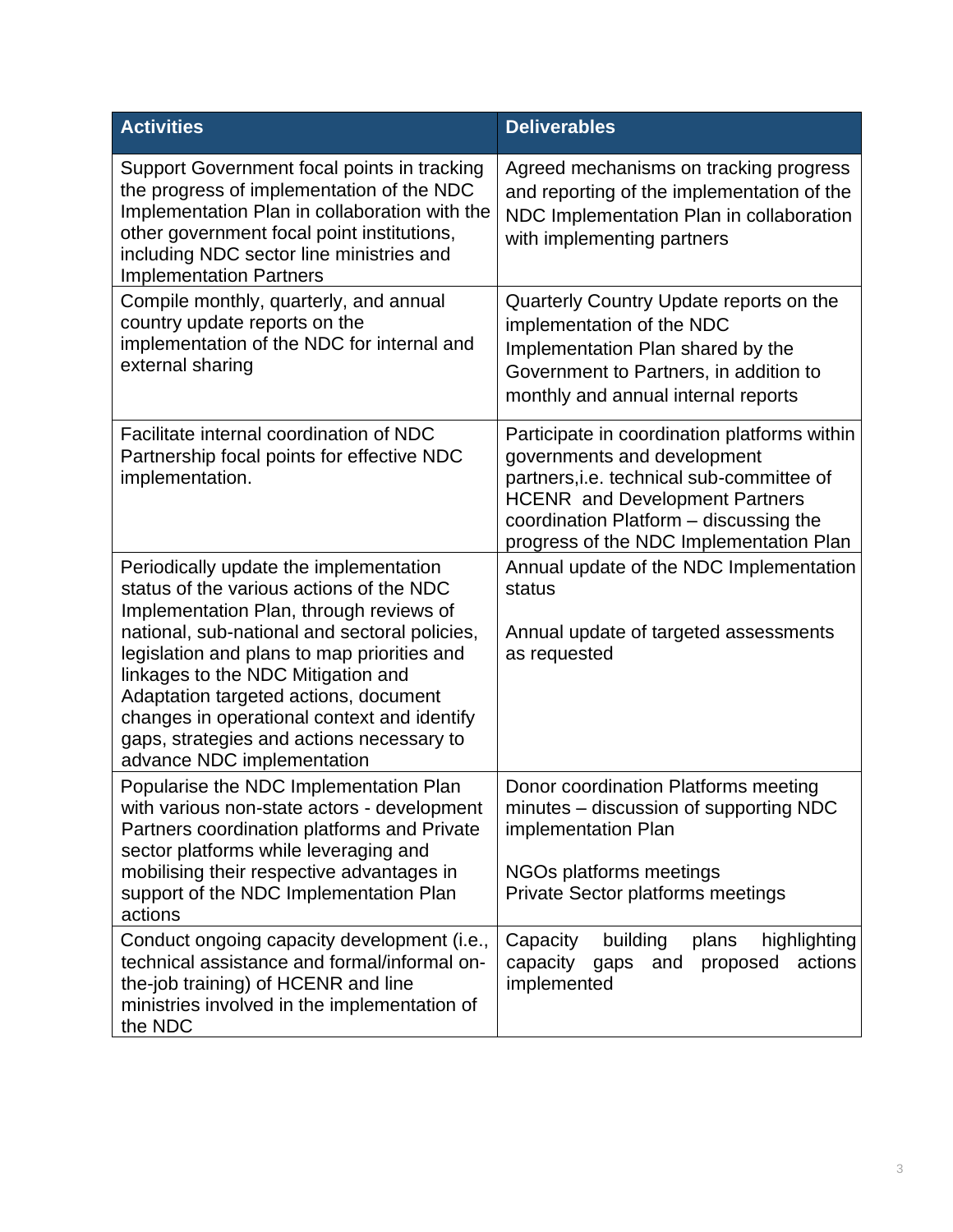| Activities | Deliverables |
| --- | --- |
| Support Government focal points in tracking the progress of implementation of the NDC Implementation Plan in collaboration with the other government focal point institutions, including NDC sector line ministries and Implementation Partners | Agreed mechanisms on tracking progress and reporting of the implementation of the NDC Implementation Plan in collaboration with implementing partners |
| Compile monthly, quarterly, and annual country update reports on the implementation of the NDC for internal and external sharing | Quarterly Country Update reports on the implementation of the NDC Implementation Plan shared by the Government to Partners, in addition to monthly and annual internal reports |
| Facilitate internal coordination of NDC Partnership focal points for effective NDC implementation. | Participate in coordination platforms within governments and development partners,i.e. technical sub-committee of HCENR and Development Partners coordination Platform – discussing the progress of the NDC Implementation Plan |
| Periodically update the implementation status of the various actions of the NDC Implementation Plan, through reviews of national, sub-national and sectoral policies, legislation and plans to map priorities and linkages to the NDC Mitigation and Adaptation targeted actions, document changes in operational context and identify gaps, strategies and actions necessary to advance NDC implementation | Annual update of the NDC Implementation status<br><br>Annual update of targeted assessments as requested |
| Popularise the NDC Implementation Plan with various non-state actors - development Partners coordination platforms and Private sector platforms while leveraging and mobilising their respective advantages in support of the NDC Implementation Plan actions | Donor coordination Platforms meeting minutes – discussion of supporting NDC implementation Plan<br><br>NGOs platforms meetings<br>Private Sector platforms meetings |
| Conduct ongoing capacity development (i.e., technical assistance and formal/informal on-the-job training) of HCENR and line ministries involved in the implementation of the NDC | Capacity building plans highlighting capacity gaps and proposed actions implemented |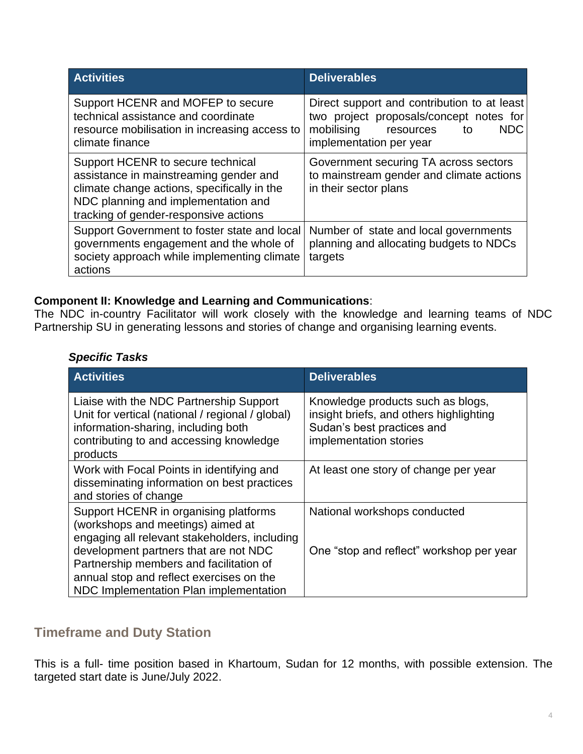| Activities | Deliverables |
|---|---|
| Support HCENR and MOFEP to secure technical assistance and coordinate resource mobilisation in increasing access to climate finance | Direct support and contribution to at least two project proposals/concept notes for mobilising resources to NDC implementation per year |
| Support HCENR to secure technical assistance in mainstreaming gender and climate change actions, specifically in the NDC planning and implementation and tracking of gender-responsive actions | Government securing TA across sectors to mainstream gender and climate actions in their sector plans |
| Support Government to foster state and local governments engagement and the whole of society approach while implementing climate actions | Number of state and local governments planning and allocating budgets to NDCs targets |

**Component II: Knowledge and Learning and Communications**:
The NDC in-country Facilitator will work closely with the knowledge and learning teams of NDC Partnership SU in generating lessons and stories of change and organising learning events.

***Specific Tasks***

| Activities | Deliverables |
|---|---|
| Liaise with the NDC Partnership Support Unit for vertical (national / regional / global) information-sharing, including both contributing to and accessing knowledge products | Knowledge products such as blogs, insight briefs, and others highlighting Sudan's best practices and implementation stories |
| Work with Focal Points in identifying and disseminating information on best practices and stories of change | At least one story of change per year |
| Support HCENR in organising platforms (workshops and meetings) aimed at engaging all relevant stakeholders, including development partners that are not NDC Partnership members and facilitation of annual stop and reflect exercises on the NDC Implementation Plan implementation | National workshops conducted<br><br>One "stop and reflect" workshop per year |

## Timeframe and Duty Station

This is a full- time position based in Khartoum, Sudan for 12 months, with possible extension. The targeted start date is June/July 2022.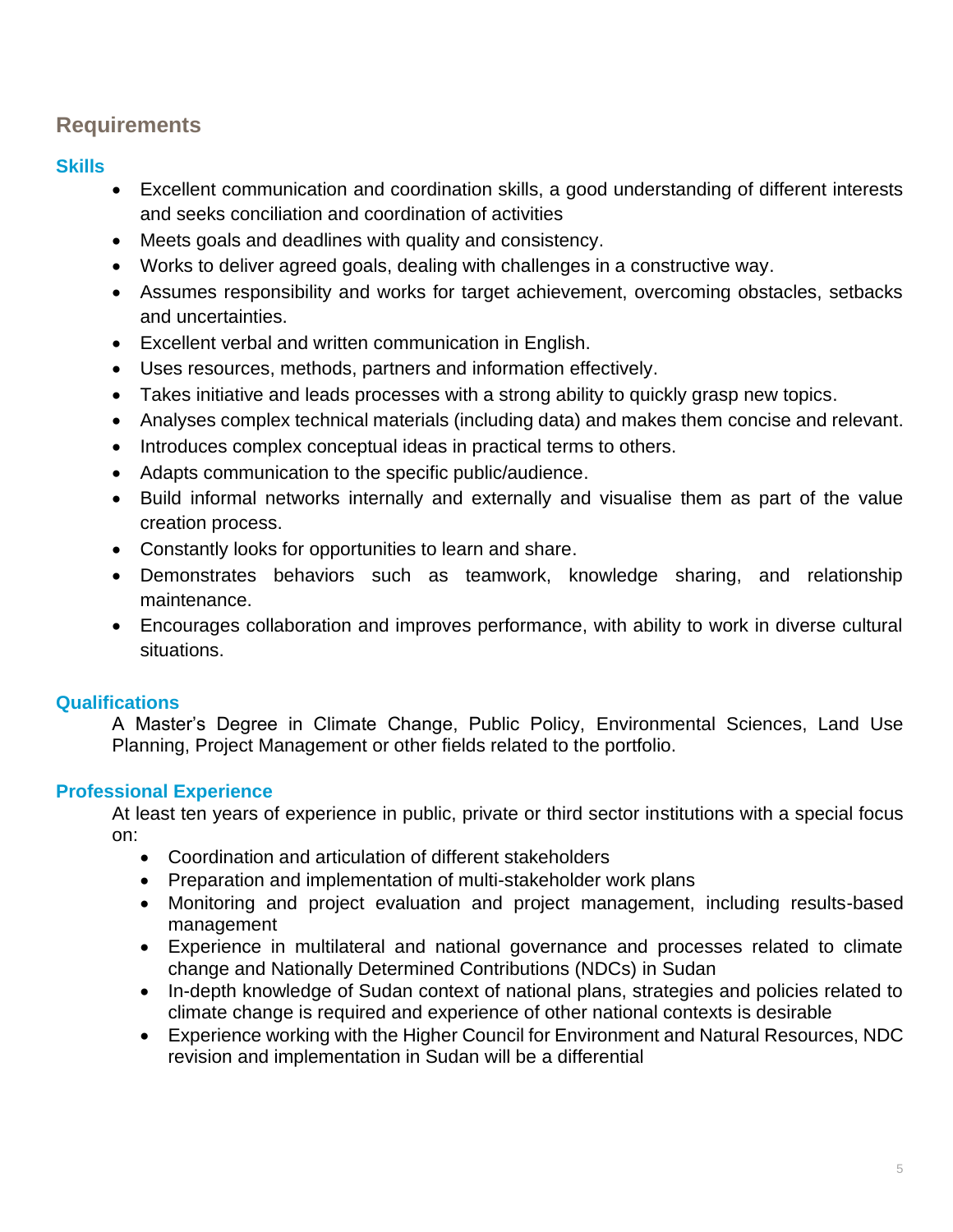## Requirements

### Skills

- Excellent communication and coordination skills, a good understanding of different interests and seeks conciliation and coordination of activities
- Meets goals and deadlines with quality and consistency.
- Works to deliver agreed goals, dealing with challenges in a constructive way.
- Assumes responsibility and works for target achievement, overcoming obstacles, setbacks and uncertainties.
- Excellent verbal and written communication in English.
- Uses resources, methods, partners and information effectively.
- Takes initiative and leads processes with a strong ability to quickly grasp new topics.
- Analyses complex technical materials (including data) and makes them concise and relevant.
- Introduces complex conceptual ideas in practical terms to others.
- Adapts communication to the specific public/audience.
- Build informal networks internally and externally and visualise them as part of the value creation process.
- Constantly looks for opportunities to learn and share.
- Demonstrates behaviors such as teamwork, knowledge sharing, and relationship maintenance.
- Encourages collaboration and improves performance, with ability to work in diverse cultural situations.

### Qualifications

A Master's Degree in Climate Change, Public Policy, Environmental Sciences, Land Use Planning, Project Management or other fields related to the portfolio.

### Professional Experience

At least ten years of experience in public, private or third sector institutions with a special focus on:

- Coordination and articulation of different stakeholders
- Preparation and implementation of multi-stakeholder work plans
- Monitoring and project evaluation and project management, including results-based management
- Experience in multilateral and national governance and processes related to climate change and Nationally Determined Contributions (NDCs) in Sudan
- In-depth knowledge of Sudan context of national plans, strategies and policies related to climate change is required and experience of other national contexts is desirable
- Experience working with the Higher Council for Environment and Natural Resources, NDC revision and implementation in Sudan will be a differential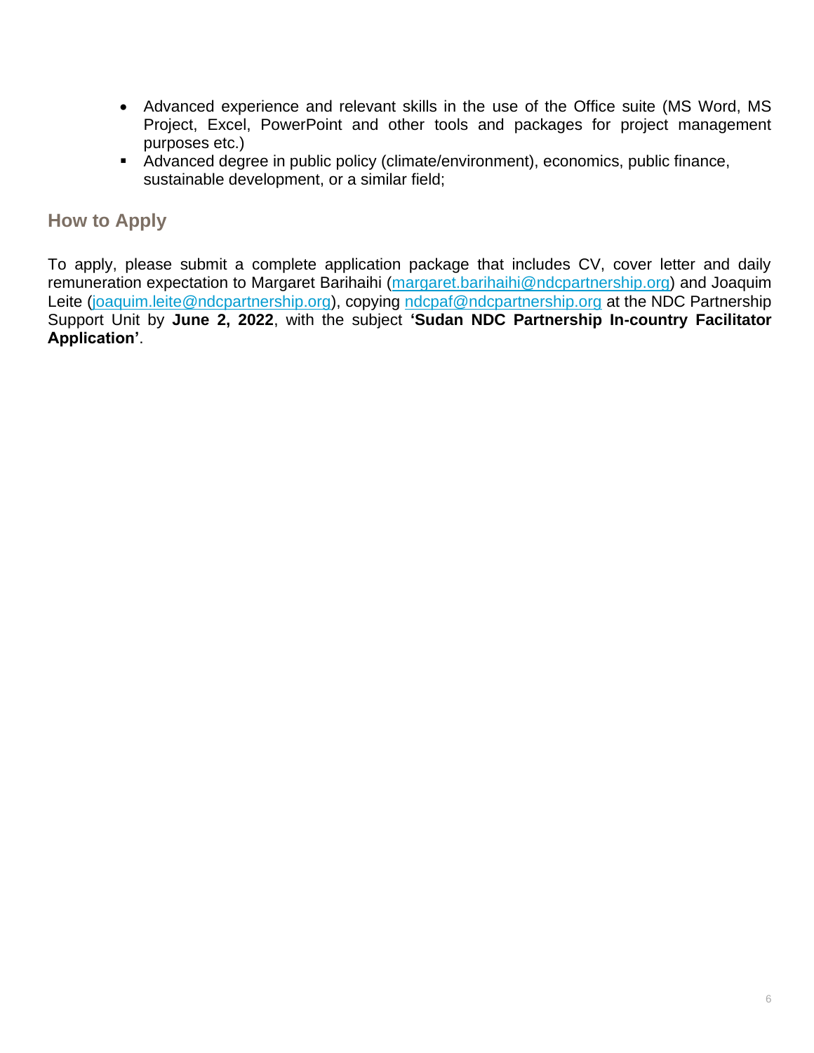- Advanced experience and relevant skills in the use of the Office suite (MS Word, MS Project, Excel, PowerPoint and other tools and packages for project management purposes etc.)
- Advanced degree in public policy (climate/environment), economics, public finance, sustainable development, or a similar field;

## How to Apply

To apply, please submit a complete application package that includes CV, cover letter and daily remuneration expectation to Margaret Barihaihi (margaret.barihaihi@ndcpartnership.org) and Joaquim Leite (joaquim.leite@ndcpartnership.org), copying ndcpaf@ndcpartnership.org at the NDC Partnership Support Unit by **June 2, 2022**, with the subject **'Sudan NDC Partnership In-country Facilitator Application'**.